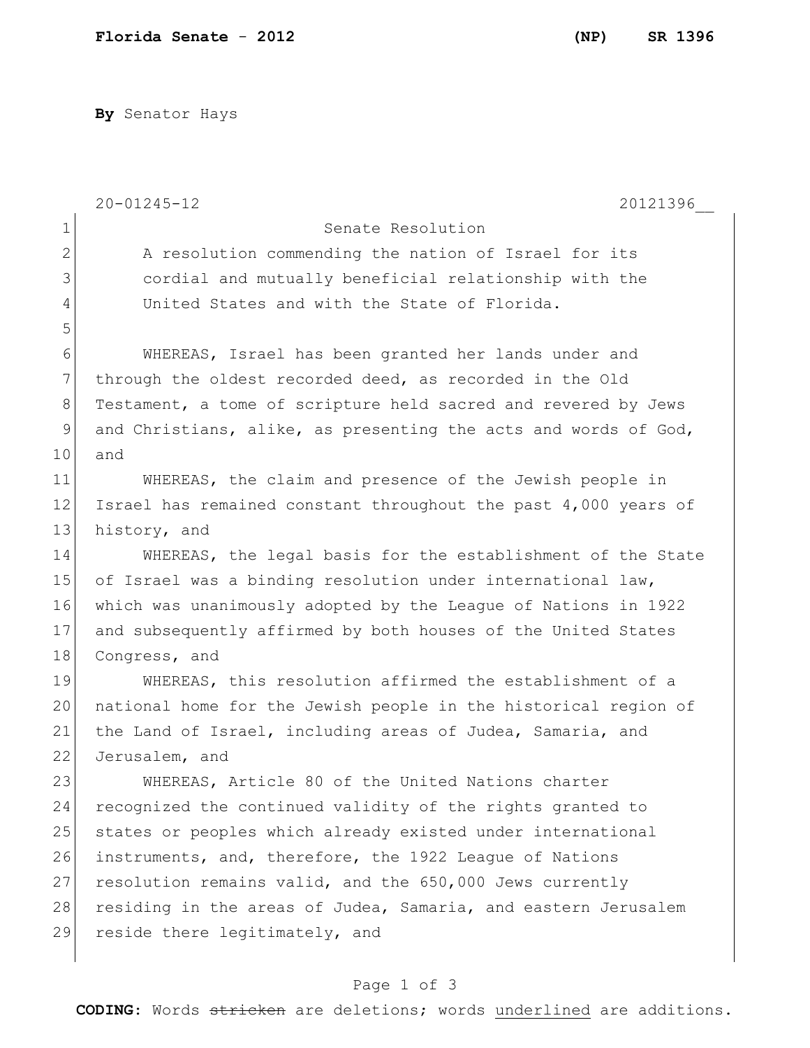**Florida Senate - 2012** **(NP) SR 1396**

**By** Senator Hays

20-01245-12 20121396__

Senate Resolution

A resolution commending the nation of Israel for its cordial and mutually beneficial relationship with the United States and with the State of Florida.

WHEREAS, Israel has been granted her lands under and through the oldest recorded deed, as recorded in the Old Testament, a tome of scripture held sacred and revered by Jews and Christians, alike, as presenting the acts and words of God, and

WHEREAS, the claim and presence of the Jewish people in Israel has remained constant throughout the past 4,000 years of history, and

WHEREAS, the legal basis for the establishment of the State of Israel was a binding resolution under international law, which was unanimously adopted by the League of Nations in 1922 and subsequently affirmed by both houses of the United States Congress, and

WHEREAS, this resolution affirmed the establishment of a national home for the Jewish people in the historical region of the Land of Israel, including areas of Judea, Samaria, and Jerusalem, and

WHEREAS, Article 80 of the United Nations charter recognized the continued validity of the rights granted to states or peoples which already existed under international instruments, and, therefore, the 1922 League of Nations resolution remains valid, and the 650,000 Jews currently residing in the areas of Judea, Samaria, and eastern Jerusalem reside there legitimately, and

**CODING:** Words ~~stricken~~ are deletions; words underlined are additions.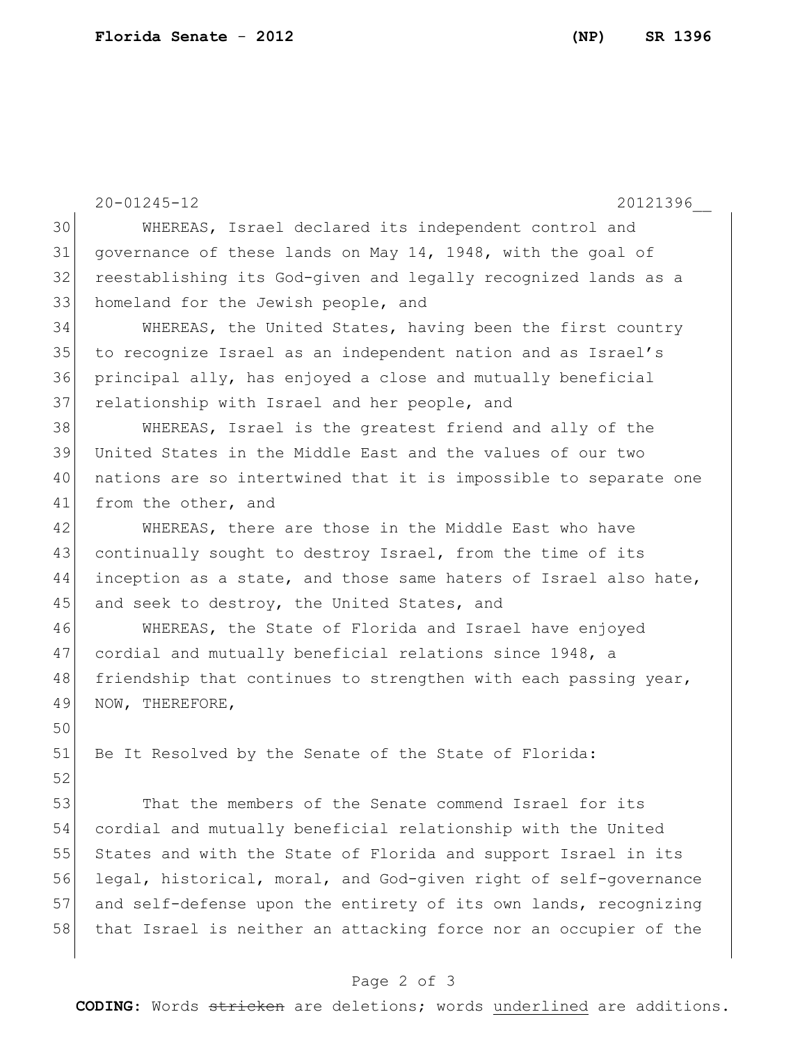20-01245-12 20121396__

WHEREAS, Israel declared its independent control and governance of these lands on May 14, 1948, with the goal of reestablishing its God-given and legally recognized lands as a homeland for the Jewish people, and

WHEREAS, the United States, having been the first country to recognize Israel as an independent nation and as Israel's principal ally, has enjoyed a close and mutually beneficial relationship with Israel and her people, and

WHEREAS, Israel is the greatest friend and ally of the United States in the Middle East and the values of our two nations are so intertwined that it is impossible to separate one from the other, and

WHEREAS, there are those in the Middle East who have continually sought to destroy Israel, from the time of its inception as a state, and those same haters of Israel also hate, and seek to destroy, the United States, and

WHEREAS, the State of Florida and Israel have enjoyed cordial and mutually beneficial relations since 1948, a friendship that continues to strengthen with each passing year, NOW, THEREFORE,

Be It Resolved by the Senate of the State of Florida:

That the members of the Senate commend Israel for its cordial and mutually beneficial relationship with the United States and with the State of Florida and support Israel in its legal, historical, moral, and God-given right of self-governance and self-defense upon the entirety of its own lands, recognizing that Israel is neither an attacking force nor an occupier of the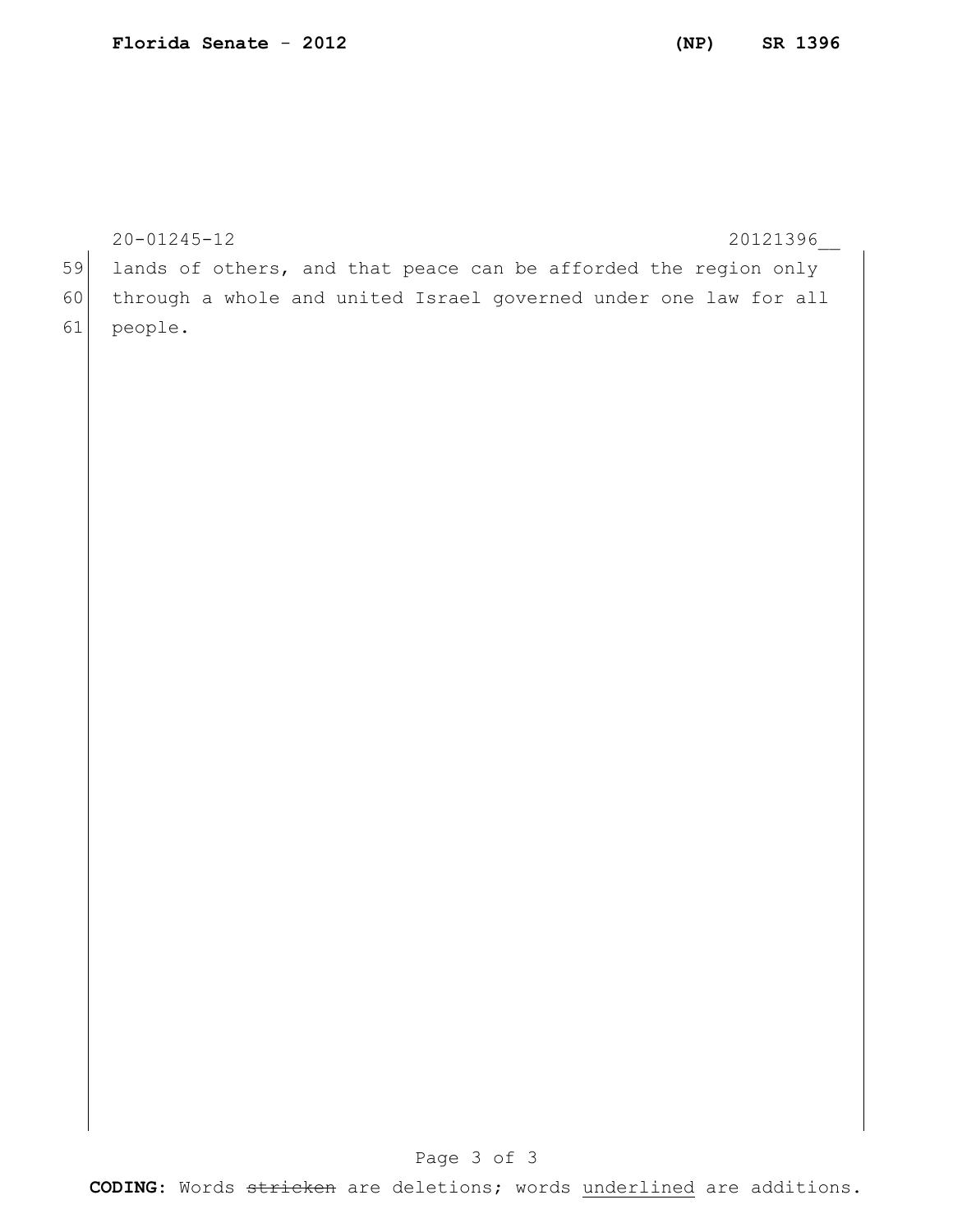lands of others, and that peace can be afforded the region only through a whole and united Israel governed under one law for all people.